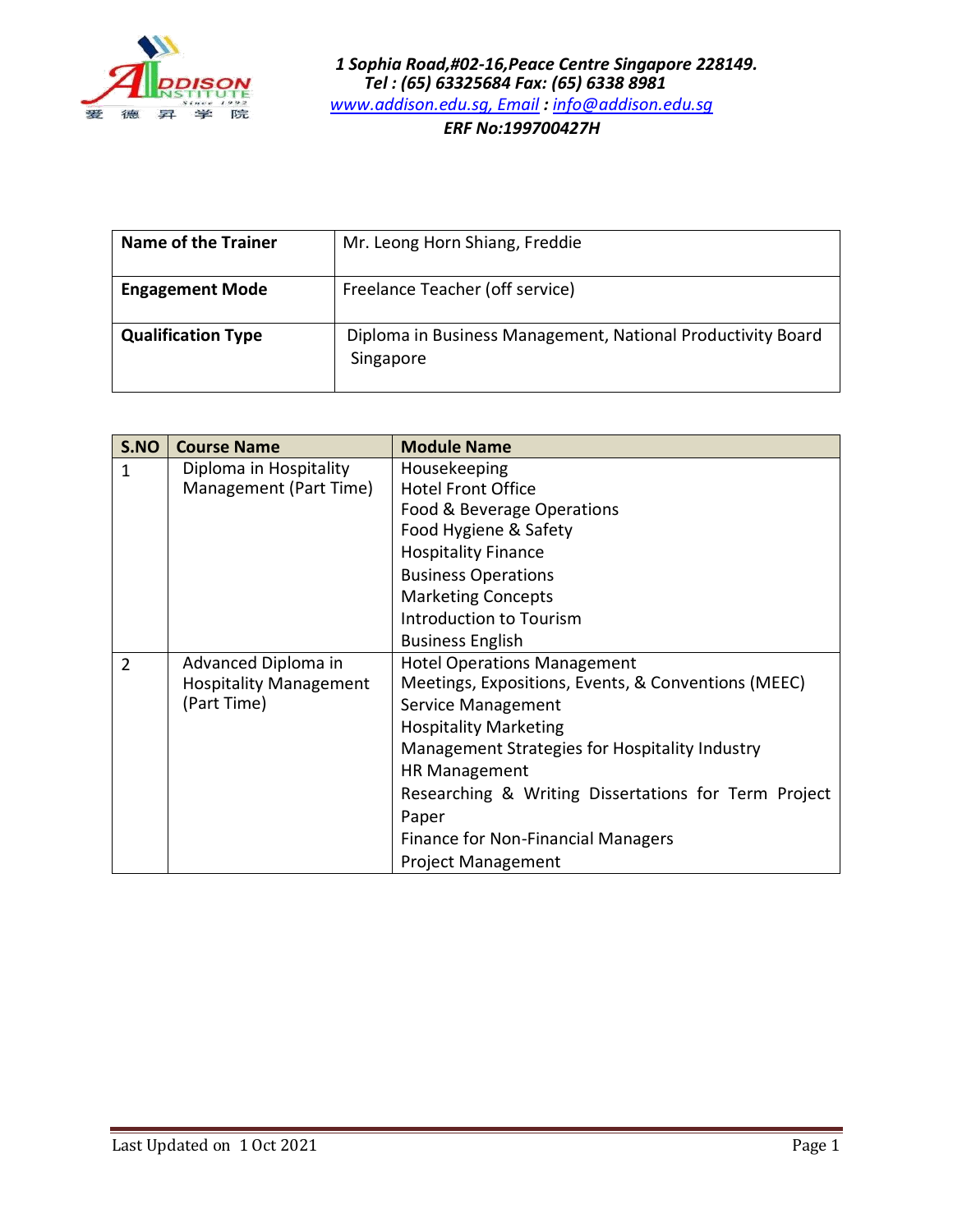*1 Sophia Road,#02-16,Peace Centre Singapore 228149.*
*Tel : (65) 63325684 Fax: (65) 6338 8981*
*www.addison.edu.sg, Email : info@addison.edu.sg*
*ERF No:199700427H*

| **Name of the Trainer** | Mr. Leong Horn Shiang, Freddie |
|---|---|
| **Engagement Mode** | Freelance Teacher (off service) |
| **Qualification Type** | Diploma in Business Management, National Productivity Board Singapore |

| S.NO | Course Name | Module Name |
|---|---|---|
| 1 | Diploma in Hospitality Management (Part Time) | Housekeeping<br>Hotel Front Office<br>Food & Beverage Operations<br>Food Hygiene & Safety<br>Hospitality Finance<br>Business Operations<br>Marketing Concepts<br>Introduction to Tourism<br>Business English |
| 2 | Advanced Diploma in Hospitality Management (Part Time) | Hotel Operations Management<br>Meetings, Expositions, Events, & Conventions (MEEC)<br>Service Management<br>Hospitality Marketing<br>Management Strategies for Hospitality Industry<br>HR Management<br>Researching & Writing Dissertations for Term Project Paper<br>Finance for Non-Financial Managers<br>Project Management |

Last Updated on 1 Oct 2021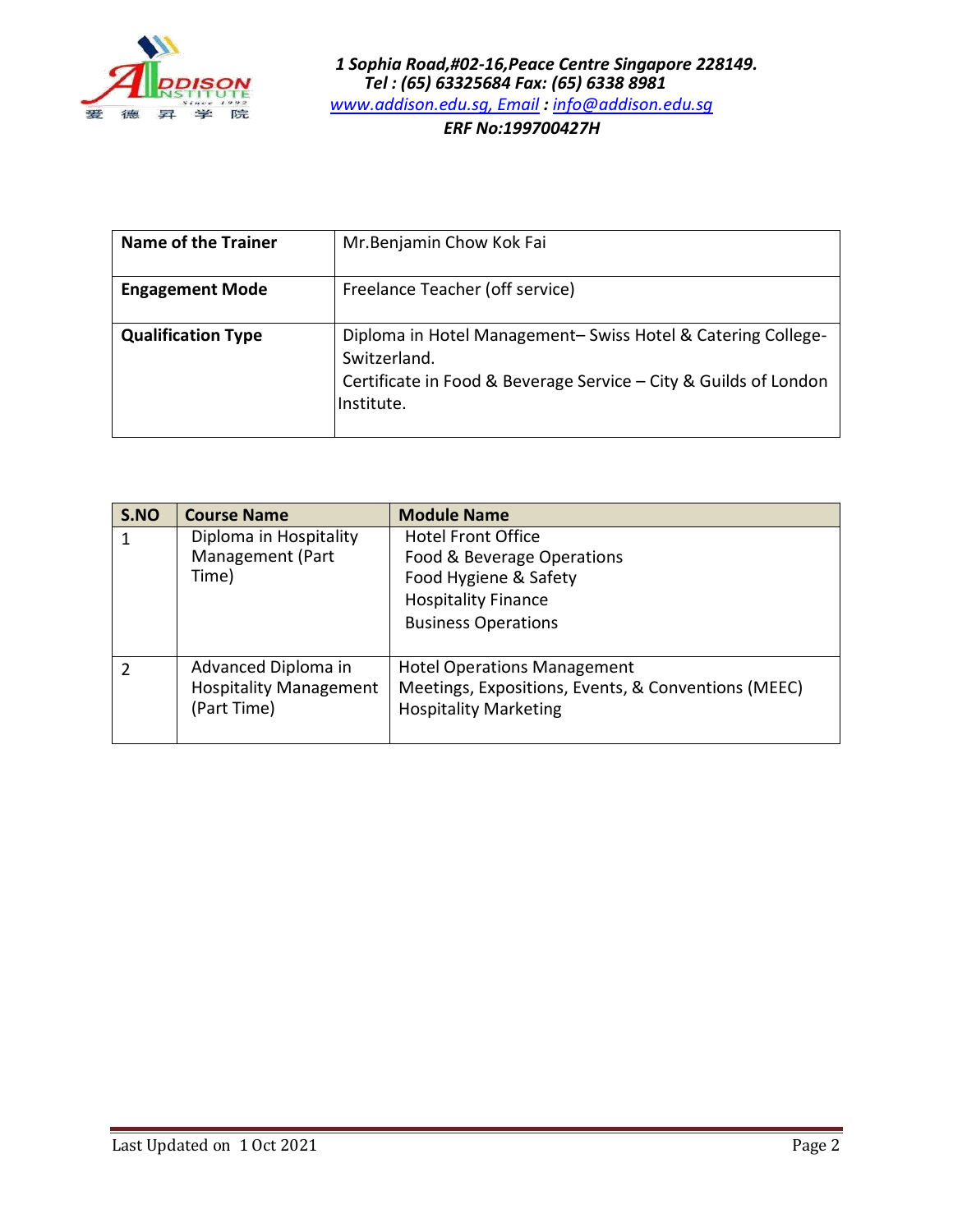1 Sophia Road,#02-16,Peace Centre Singapore 228149.
Tel : (65) 63325684 Fax: (65) 6338 8981
www.addison.edu.sg, Email : info@addison.edu.sg
ERF No:199700427H

| **Name of the Trainer** | Mr.Benjamin Chow Kok Fai |
|---|---|
| **Engagement Mode** | Freelance Teacher (off service) |
| **Qualification Type** | Diploma in Hotel Management– Swiss Hotel & Catering College-Switzerland.<br>Certificate in Food & Beverage Service – City & Guilds of London Institute. |

| S.NO | Course Name | Module Name |
|---|---|---|
| 1 | Diploma in Hospitality Management (Part Time) | Hotel Front Office<br>Food & Beverage Operations<br>Food Hygiene & Safety<br>Hospitality Finance<br>Business Operations |
| 2 | Advanced Diploma in Hospitality Management (Part Time) | Hotel Operations Management<br>Meetings, Expositions, Events, & Conventions (MEEC)<br>Hospitality Marketing |

Last Updated on 1 Oct 2021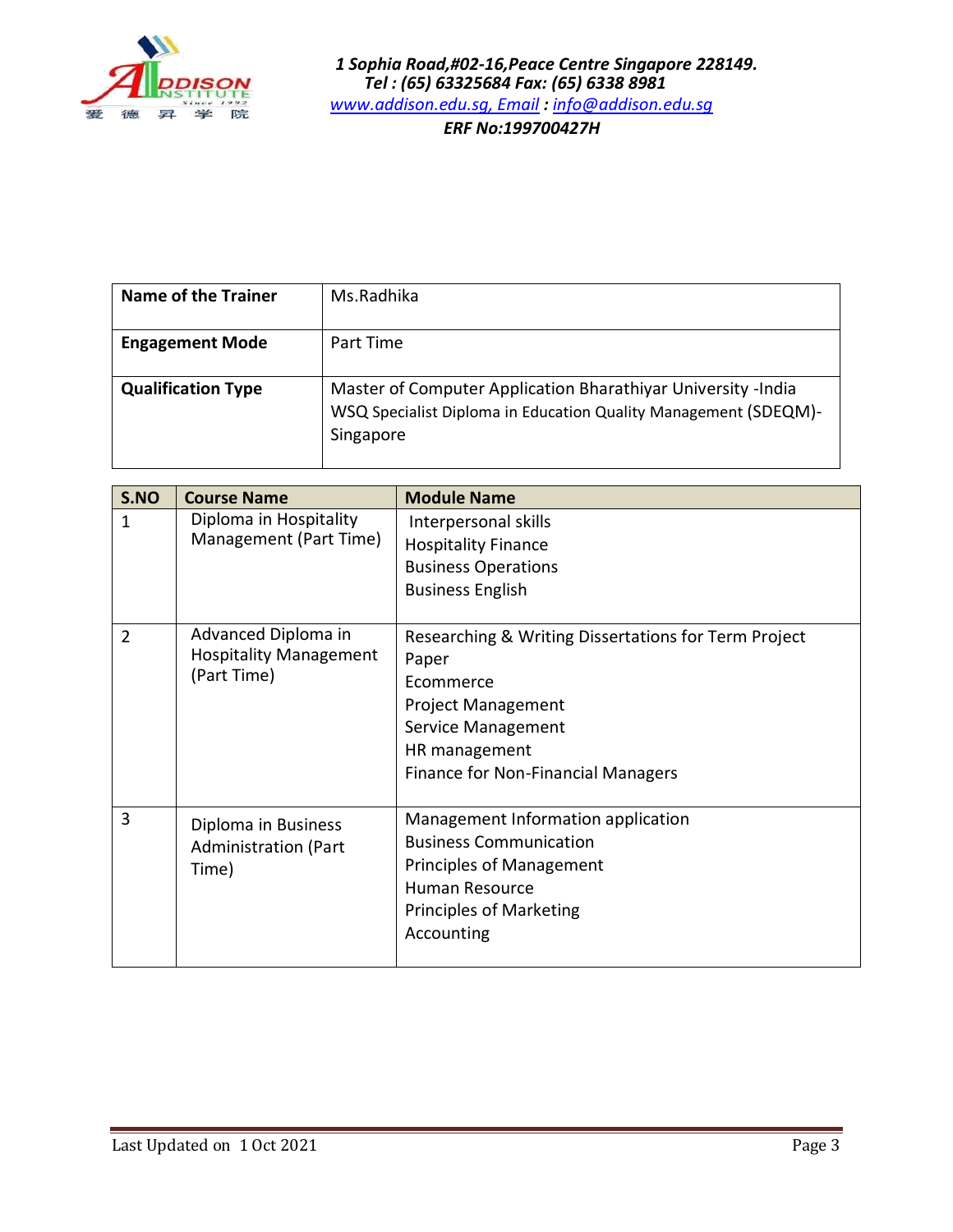| Name of the Trainer | Ms.Radhika |
|---|---|
| Engagement Mode | Part Time |
| Qualification Type | Master of Computer Application Bharathiyar University -India<br>WSQ Specialist Diploma in Education Quality Management (SDEQM)-Singapore |

| S.NO | Course Name | Module Name |
|---|---|---|
| 1 | Diploma in Hospitality Management (Part Time) | Interpersonal skills<br>Hospitality Finance<br>Business Operations<br>Business English |
| 2 | Advanced Diploma in Hospitality Management (Part Time) | Researching & Writing Dissertations for Term Project Paper<br>Ecommerce<br>Project Management<br>Service Management<br>HR management<br>Finance for Non-Financial Managers |
| 3 | Diploma in Business Administration (Part Time) | Management Information application<br>Business Communication<br>Principles of Management<br>Human Resource<br>Principles of Marketing<br>Accounting |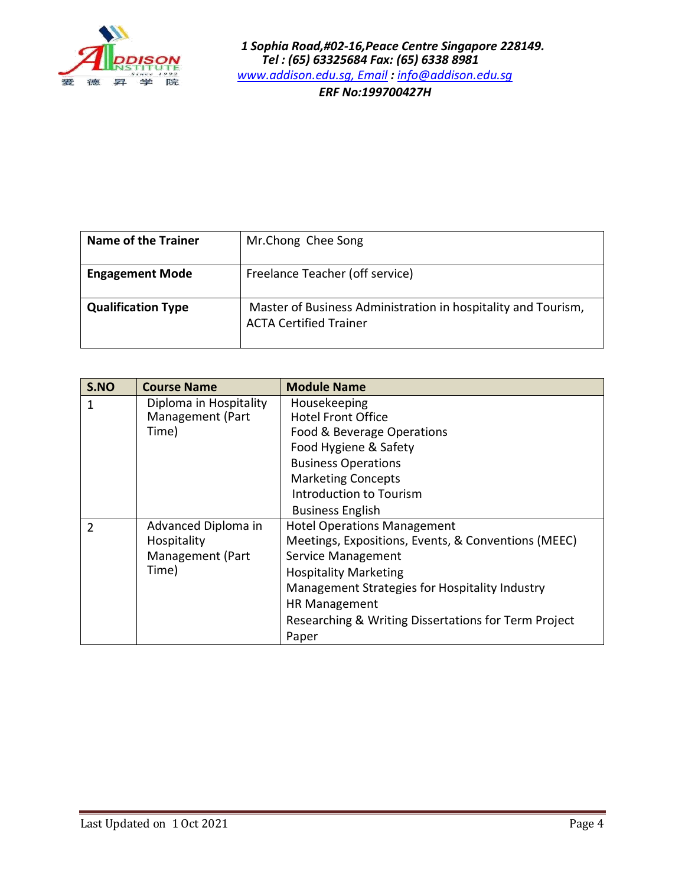| Name of the Trainer | Mr.Chong Chee Song |
|---|---|
| Engagement Mode | Freelance Teacher (off service) |
| Qualification Type | Master of Business Administration in hospitality and Tourism, ACTA Certified Trainer |

| S.NO | Course Name | Module Name |
|---|---|---|
| 1 | Diploma in Hospitality Management (Part Time) | Housekeeping<br>Hotel Front Office<br>Food & Beverage Operations<br>Food Hygiene & Safety<br>Business Operations<br>Marketing Concepts<br>Introduction to Tourism<br>Business English |
| 2 | Advanced Diploma in Hospitality Management (Part Time) | Hotel Operations Management<br>Meetings, Expositions, Events, & Conventions (MEEC)<br>Service Management<br>Hospitality Marketing<br>Management Strategies for Hospitality Industry<br>HR Management<br>Researching & Writing Dissertations for Term Project Paper |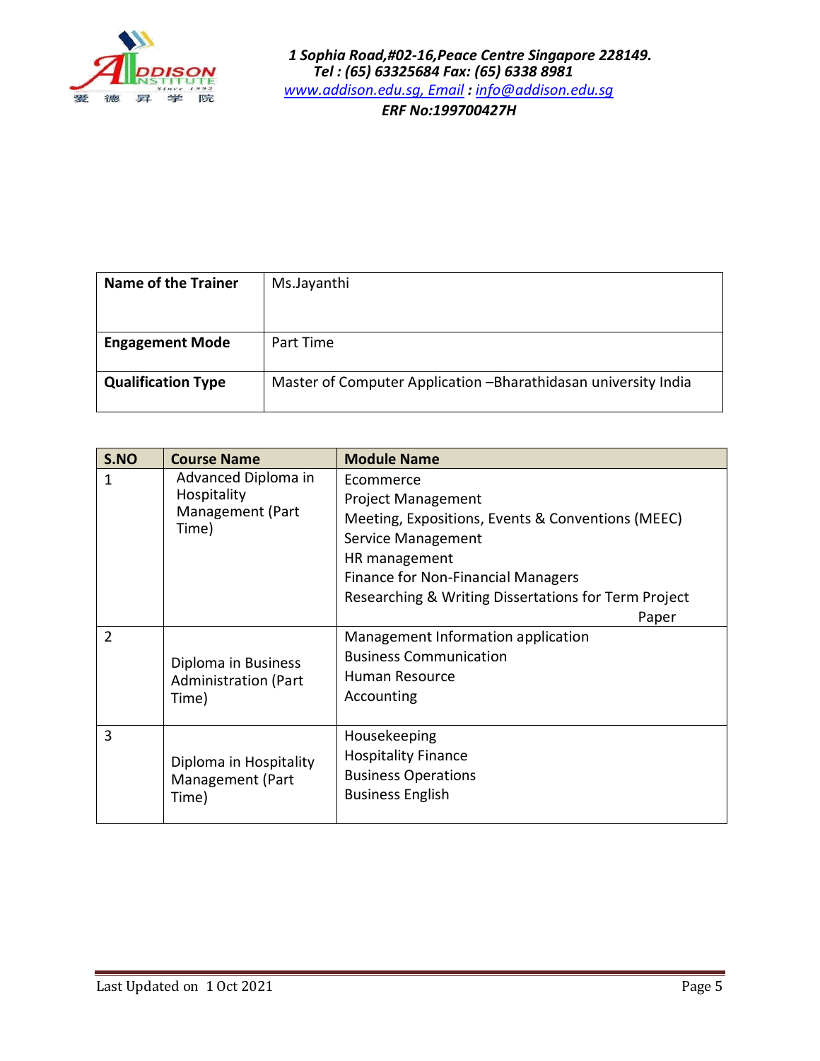| Name of the Trainer | Ms.Jayanthi |
|---|---|
| **Engagement Mode** | Part Time |
| **Qualification Type** | Master of Computer Application –Bharathidasan university India |

| S.NO | Course Name | Module Name |
|---|---|---|
| 1 | Advanced Diploma in Hospitality Management (Part Time) | Ecommerce<br>Project Management<br>Meeting, Expositions, Events & Conventions (MEEC)<br>Service Management<br>HR management<br>Finance for Non-Financial Managers<br>Researching & Writing Dissertations for Term Project Paper |
| 2 | Diploma in Business Administration (Part Time) | Management Information application<br>Business Communication<br>Human Resource<br>Accounting |
| 3 | Diploma in Hospitality Management (Part Time) | Housekeeping<br>Hospitality Finance<br>Business Operations<br>Business English |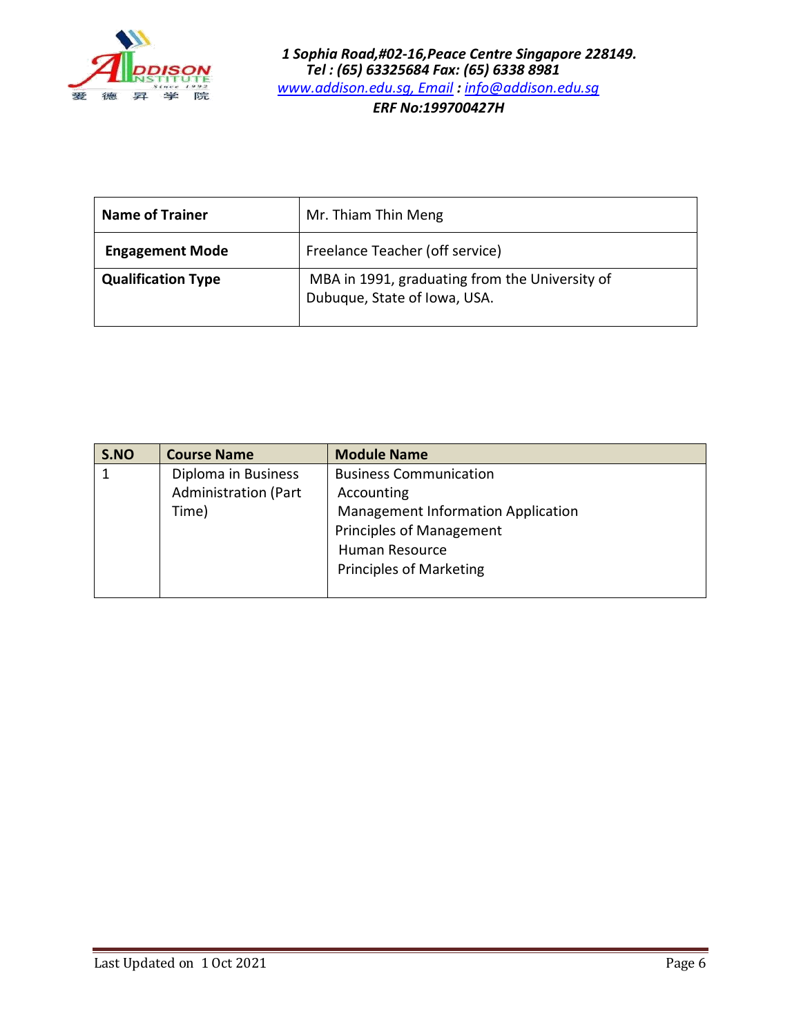1 Sophia Road,#02-16,Peace Centre Singapore 228149.
Tel : (65) 63325684 Fax: (65) 6338 8981
www.addison.edu.sg, Email : info@addison.edu.sg
ERF No:199700427H

| Name of Trainer | Mr. Thiam Thin Meng |
|---|---|
| Engagement Mode | Freelance Teacher (off service) |
| Qualification Type | MBA in 1991, graduating from the University of Dubuque, State of Iowa, USA. |

| S.NO | Course Name | Module Name |
|---|---|---|
| 1 | Diploma in Business Administration (Part Time) | Business Communication<br>Accounting<br>Management Information Application<br>Principles of Management<br>Human Resource<br>Principles of Marketing |

Last Updated on 1 Oct 2021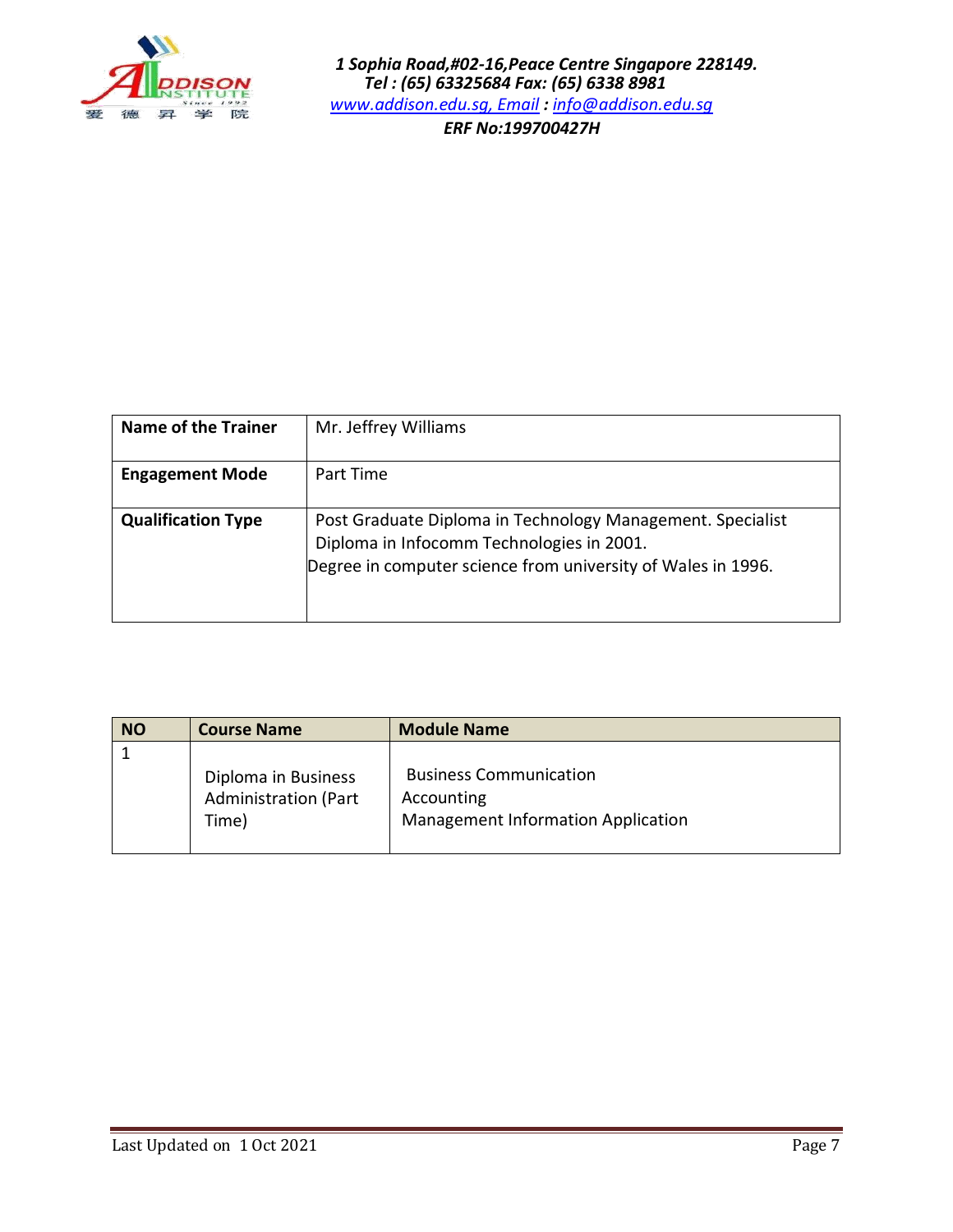1 Sophia Road,#02-16,Peace Centre Singapore 228149.
Tel : (65) 63325684 Fax: (65) 6338 8981
www.addison.edu.sg, Email : info@addison.edu.sg
ERF No:199700427H

| Name of the Trainer | Mr. Jeffrey Williams |
|---|---|
| Engagement Mode | Part Time |
| Qualification Type | Post Graduate Diploma in Technology Management. Specialist Diploma in Infocomm Technologies in 2001.<br>Degree in computer science from university of Wales in 1996. |

| NO | Course Name | Module Name |
|---|---|---|
| 1 | Diploma in Business Administration (Part Time) | Business Communication<br>Accounting<br>Management Information Application |

Last Updated on 1 Oct 2021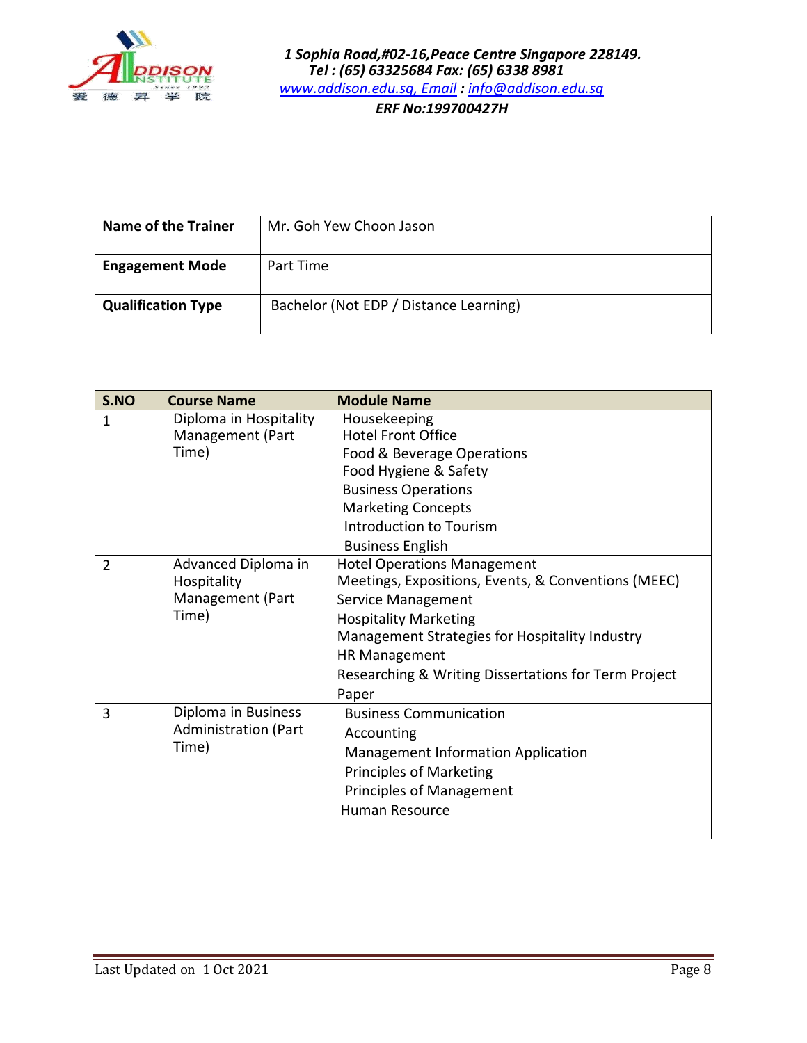1 Sophia Road,#02-16,Peace Centre Singapore 228149.
Tel : (65) 63325684 Fax: (65) 6338 8981
www.addison.edu.sg, Email : info@addison.edu.sg
ERF No:199700427H

| Name of the Trainer | Mr. Goh Yew Choon Jason |
|---|---|
| Engagement Mode | Part Time |
| Qualification Type | Bachelor (Not EDP / Distance Learning) |

| S.NO | Course Name | Module Name |
|---|---|---|
| 1 | Diploma in Hospitality Management (Part Time) | Housekeeping<br>Hotel Front Office<br>Food & Beverage Operations<br>Food Hygiene & Safety<br>Business Operations<br>Marketing Concepts<br>Introduction to Tourism<br>Business English |
| 2 | Advanced Diploma in Hospitality Management (Part Time) | Hotel Operations Management<br>Meetings, Expositions, Events, & Conventions (MEEC)<br>Service Management<br>Hospitality Marketing<br>Management Strategies for Hospitality Industry<br>HR Management<br>Researching & Writing Dissertations for Term Project Paper |
| 3 | Diploma in Business Administration (Part Time) | Business Communication<br>Accounting<br>Management Information Application<br>Principles of Marketing<br>Principles of Management<br>Human Resource |

Last Updated on 1 Oct 2021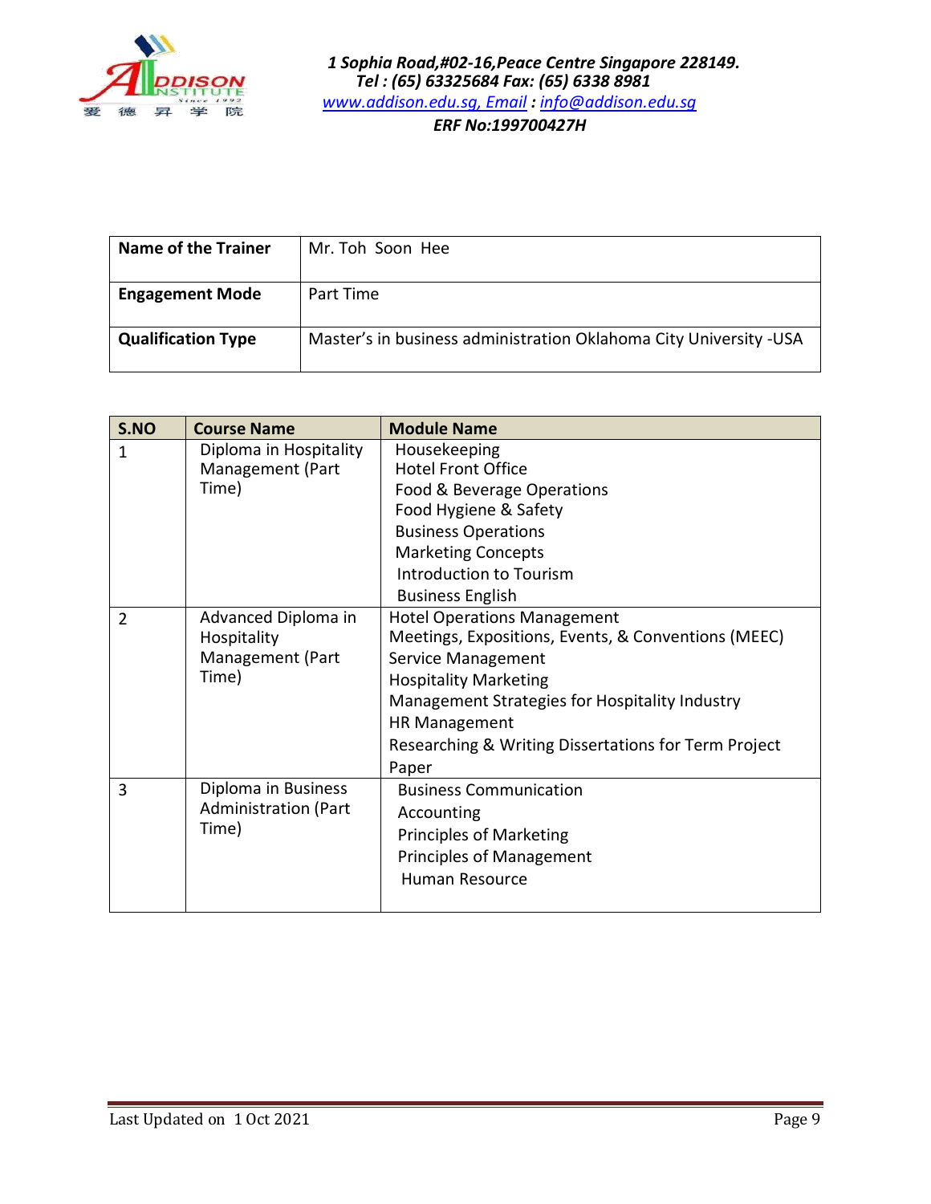| Name of the Trainer | Mr. Toh Soon Hee |
|---|---|
| Engagement Mode | Part Time |
| Qualification Type | Master's in business administration Oklahoma City University -USA |

| S.NO | Course Name | Module Name |
|---|---|---|
| 1 | Diploma in Hospitality Management (Part Time) | Housekeeping<br>Hotel Front Office<br>Food & Beverage Operations<br>Food Hygiene & Safety<br>Business Operations<br>Marketing Concepts<br>Introduction to Tourism<br>Business English |
| 2 | Advanced Diploma in Hospitality Management (Part Time) | Hotel Operations Management<br>Meetings, Expositions, Events, & Conventions (MEEC)<br>Service Management<br>Hospitality Marketing<br>Management Strategies for Hospitality Industry<br>HR Management<br>Researching & Writing Dissertations for Term Project Paper |
| 3 | Diploma in Business Administration (Part Time) | Business Communication<br>Accounting<br>Principles of Marketing<br>Principles of Management<br>Human Resource |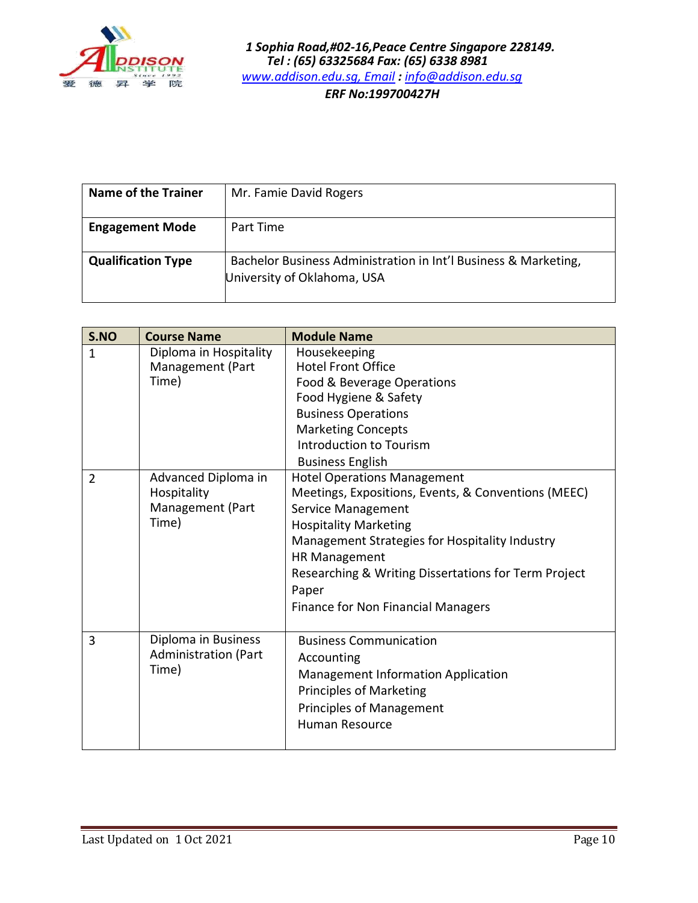1 Sophia Road,#02-16,Peace Centre Singapore 228149.
Tel : (65) 63325684 Fax: (65) 6338 8981
www.addison.edu.sg, Email : info@addison.edu.sg
ERF No:199700427H

| **Name of the Trainer** | Mr. Famie David Rogers |
|---|---|
| **Engagement Mode** | Part Time |
| **Qualification Type** | Bachelor Business Administration in Int'l Business & Marketing, University of Oklahoma, USA |

| S.NO | Course Name | Module Name |
|---|---|---|
| 1 | Diploma in Hospitality Management (Part Time) | Housekeeping<br>Hotel Front Office<br>Food & Beverage Operations<br>Food Hygiene & Safety<br>Business Operations<br>Marketing Concepts<br>Introduction to Tourism<br>Business English |
| 2 | Advanced Diploma in Hospitality Management (Part Time) | Hotel Operations Management<br>Meetings, Expositions, Events, & Conventions (MEEC)<br>Service Management<br>Hospitality Marketing<br>Management Strategies for Hospitality Industry<br>HR Management<br>Researching & Writing Dissertations for Term Project Paper<br>Finance for Non Financial Managers |
| 3 | Diploma in Business Administration (Part Time) | Business Communication<br>Accounting<br>Management Information Application<br>Principles of Marketing<br>Principles of Management<br>Human Resource |

Last Updated on 1 Oct 2021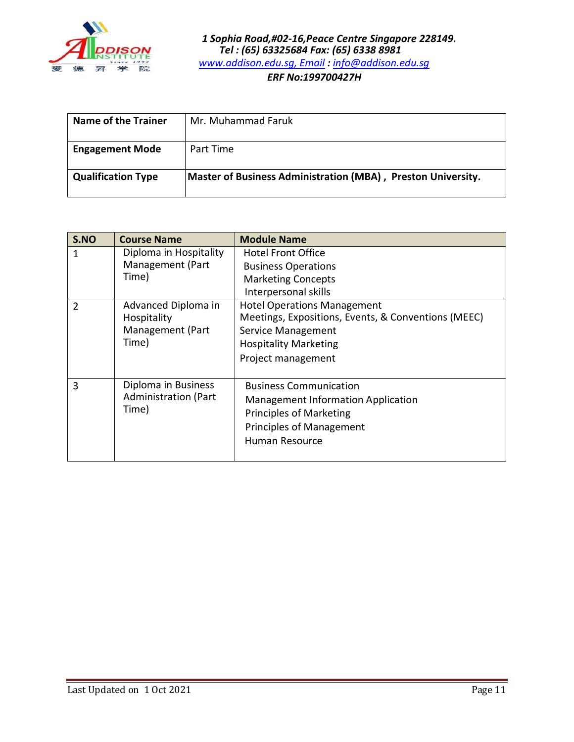1 Sophia Road,#02-16,Peace Centre Singapore 228149.
Tel : (65) 63325684 Fax: (65) 6338 8981
www.addison.edu.sg, Email : info@addison.edu.sg
ERF No:199700427H

| | |
|---|---|
| **Name of the Trainer** | Mr. Muhammad Faruk |
| **Engagement Mode** | Part Time |
| **Qualification Type** | **Master of Business Administration (MBA) , Preston University.** |

| S.NO | Course Name | Module Name |
|---|---|---|
| 1 | Diploma in Hospitality Management (Part Time) | Hotel Front Office<br>Business Operations<br>Marketing Concepts<br>Interpersonal skills |
| 2 | Advanced Diploma in Hospitality Management (Part Time) | Hotel Operations Management<br>Meetings, Expositions, Events, & Conventions (MEEC)<br>Service Management<br>Hospitality Marketing<br>Project management |
| 3 | Diploma in Business Administration (Part Time) | Business Communication<br>Management Information Application<br>Principles of Marketing<br>Principles of Management<br>Human Resource |

Last Updated on 1 Oct 2021